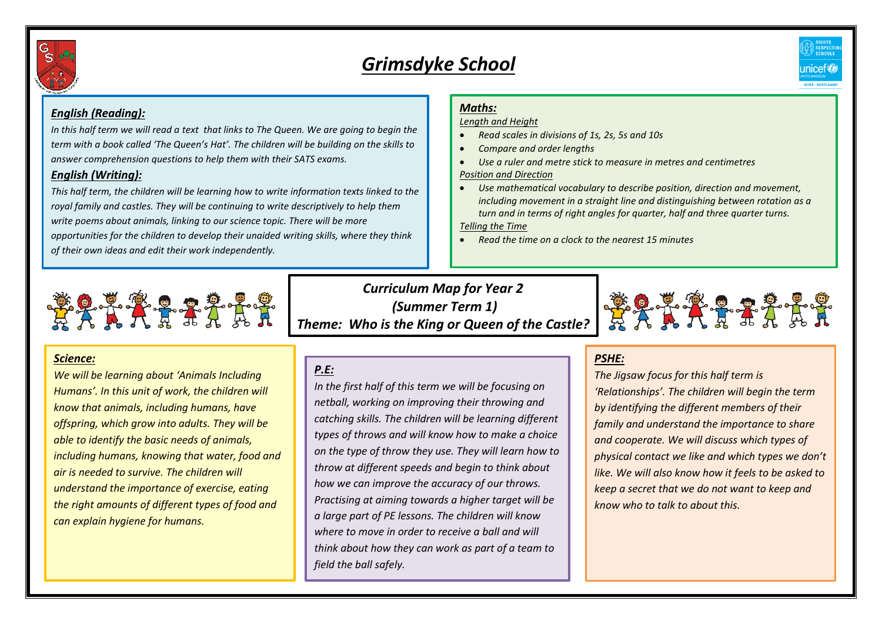# *Grimsdyke School*

## *English (Reading):*

*In this half term we will read a text that links to The Queen. We are going to begin the term with a book called 'The Queen's Hat'. The children will be building on the skills to answer comprehension questions to help them with their SATS exams.*

## *English (Writing):*

*This half term, the children will be learning how to write information texts linked to the royal family and castles. They will be continuing to write descriptively to help them write poems about animals, linking to our science topic. There will be more opportunities for the children to develop their unaided writing skills, where they think of their own ideas and edit their work independently.*

## *Maths:*

*Length and Height*

- *Read scales in divisions of 1s, 2s, 5s and 10s*
- *Compare and order lengths*
- *Use a ruler and metre stick to measure in metres and centimetres*

*Position and Direction*

- *Use mathematical vocabulary to describe position, direction and movement, including movement in a straight line and distinguishing between rotation as a turn and in terms of right angles for quarter, half and three quarter turns.*

*Telling the Time*

- *Read the time on a clock to the nearest 15 minutes*

## *Curriculum Map for Year 2*
## *(Summer Term 1)*
## *Theme: Who is the King or Queen of the Castle?*

## *Science:*

*We will be learning about 'Animals Including Humans'. In this unit of work, the children will know that animals, including humans, have offspring, which grow into adults. They will be able to identify the basic needs of animals, including humans, knowing that water, food and air is needed to survive. The children will understand the importance of exercise, eating the right amounts of different types of food and can explain hygiene for humans.*

## *P.E:*

*In the first half of this term we will be focusing on netball, working on improving their throwing and catching skills. The children will be learning different types of throws and will know how to make a choice on the type of throw they use. They will learn how to throw at different speeds and begin to think about how we can improve the accuracy of our throws. Practising at aiming towards a higher target will be a large part of PE lessons. The children will know where to move in order to receive a ball and will think about how they can work as part of a team to field the ball safely.*

## *PSHE:*

*The Jigsaw focus for this half term is 'Relationships'. The children will begin the term by identifying the different members of their family and understand the importance to share and cooperate. We will discuss which types of physical contact we like and which types we don't like. We will also know how it feels to be asked to keep a secret that we do not want to keep and know who to talk to about this.*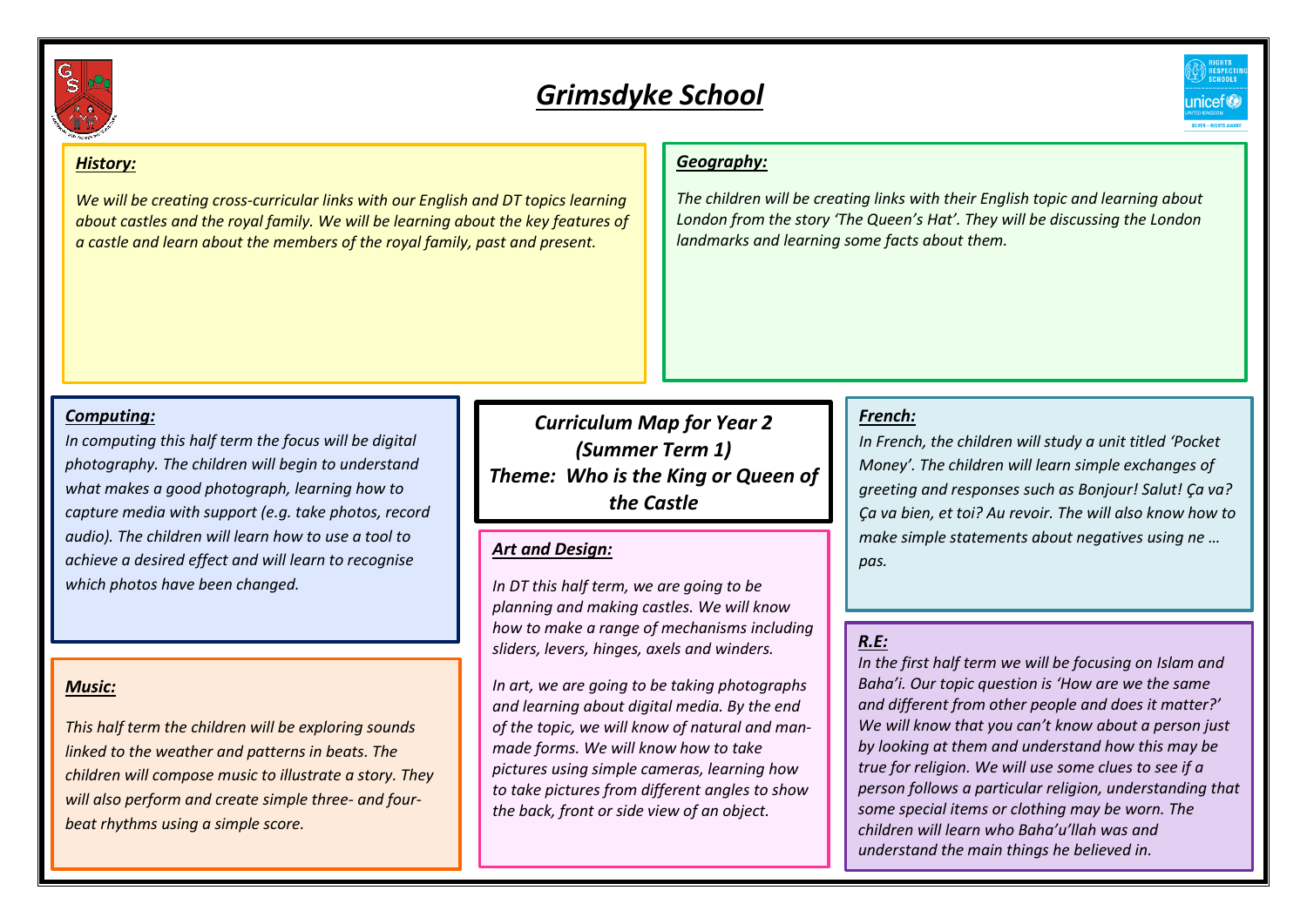# *Grimsdyke School*

## *Curriculum Map for Year 2 (Summer Term 1)*
## *Theme: Who is the King or Queen of the Castle*

### ***History:***

*We will be creating cross-curricular links with our English and DT topics learning about castles and the royal family. We will be learning about the key features of a castle and learn about the members of the royal family, past and present.*

### ***Geography:***

*The children will be creating links with their English topic and learning about London from the story 'The Queen's Hat'. They will be discussing the London landmarks and learning some facts about them.*

### ***Computing:***

*In computing this half term the focus will be digital photography. The children will begin to understand what makes a good photograph, learning how to capture media with support (e.g. take photos, record audio). The children will learn how to use a tool to achieve a desired effect and will learn to recognise which photos have been changed.*

### ***Music:***

*This half term the children will be exploring sounds linked to the weather and patterns in beats. The children will compose music to illustrate a story. They will also perform and create simple three- and four-beat rhythms using a simple score.*

### ***Art and Design:***

*In DT this half term, we are going to be planning and making castles. We will know how to make a range of mechanisms including sliders, levers, hinges, axels and winders.*

*In art, we are going to be taking photographs and learning about digital media. By the end of the topic, we will know of natural and man-made forms. We will know how to take pictures using simple cameras, learning how to take pictures from different angles to show the back, front or side view of an object.*

### ***French:***

*In French, the children will study a unit titled 'Pocket Money'. The children will learn simple exchanges of greeting and responses such as Bonjour! Salut! Ça va? Ça va bien, et toi? Au revoir. The will also know how to make simple statements about negatives using ne … pas.*

### ***R.E:***

*In the first half term we will be focusing on Islam and Baha'i. Our topic question is 'How are we the same and different from other people and does it matter?' We will know that you can't know about a person just by looking at them and understand how this may be true for religion. We will use some clues to see if a person follows a particular religion, understanding that some special items or clothing may be worn. The children will learn who Baha'u'llah was and understand the main things he believed in.*